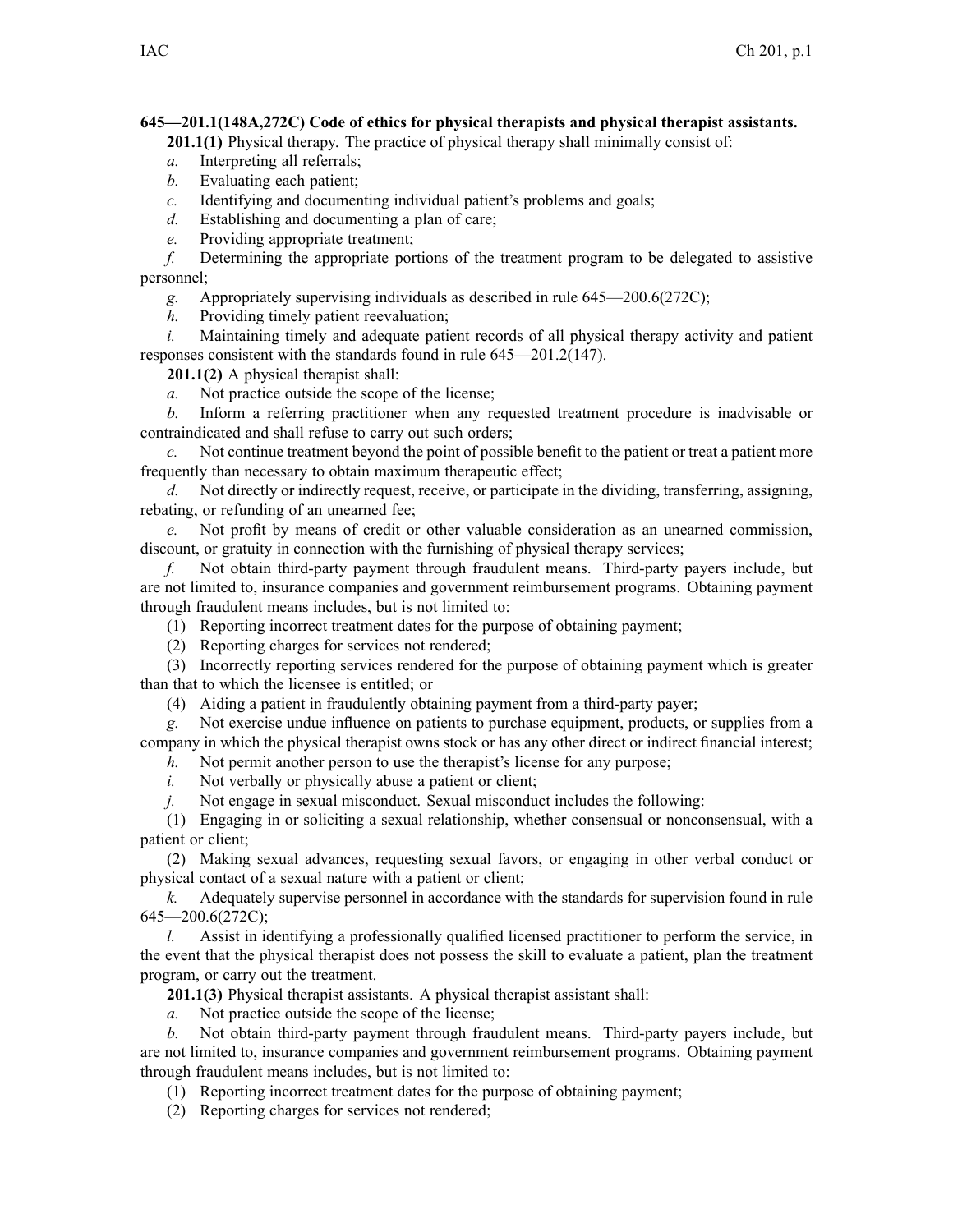**645—201.1(148A,272C) Code of ethics for physical therapists and physical therapist assistants.**

**201.1(1)** Physical therapy. The practice of physical therapy shall minimally consist of:

*a.* Interpreting all referrals;

*b.* Evaluating each patient;

*c.* Identifying and documenting individual patient's problems and goals;

*d.* Establishing and documenting a plan of care;

*e.* Providing appropriate treatment;

*f.* Determining the appropriate portions of the treatment program to be delegated to assistive personnel;

*g.* Appropriately supervising individuals as described in rule 645—200.6(272C);

*h.* Providing timely patient reevaluation;

*i.* Maintaining timely and adequate patient records of all physical therapy activity and patient responses consistent with the standards found in rule 645—201.2(147).

**201.1(2)** A physical therapist shall:

*a.* Not practice outside the scope of the license;

*b.* Inform a referring practitioner when any requested treatment procedure is inadvisable or contraindicated and shall refuse to carry out such orders;

*c.* Not continue treatment beyond the point of possible benefit to the patient or treat a patient more frequently than necessary to obtain maximum therapeutic effect;

*d.* Not directly or indirectly request, receive, or participate in the dividing, transferring, assigning, rebating, or refunding of an unearned fee;

*e.* Not profit by means of credit or other valuable consideration as an unearned commission, discount, or gratuity in connection with the furnishing of physical therapy services;

*f.* Not obtain third-party payment through fraudulent means. Third-party payers include, but are not limited to, insurance companies and government reimbursement programs. Obtaining payment through fraudulent means includes, but is not limited to:

(1) Reporting incorrect treatment dates for the purpose of obtaining payment;

(2) Reporting charges for services not rendered;

(3) Incorrectly reporting services rendered for the purpose of obtaining payment which is greater than that to which the licensee is entitled; or

(4) Aiding a patient in fraudulently obtaining payment from a third-party payer;

*g.* Not exercise undue influence on patients to purchase equipment, products, or supplies from a company in which the physical therapist owns stock or has any other direct or indirect financial interest;

*h.* Not permit another person to use the therapist's license for any purpose;

*i.* Not verbally or physically abuse a patient or client;

*j.* Not engage in sexual misconduct. Sexual misconduct includes the following:

(1) Engaging in or soliciting a sexual relationship, whether consensual or nonconsensual, with a patient or client;

(2) Making sexual advances, requesting sexual favors, or engaging in other verbal conduct or physical contact of a sexual nature with a patient or client;

*k.* Adequately supervise personnel in accordance with the standards for supervision found in rule 645—200.6(272C);

*l.* Assist in identifying a professionally qualified licensed practitioner to perform the service, in the event that the physical therapist does not possess the skill to evaluate a patient, plan the treatment program, or carry out the treatment.

**201.1(3)** Physical therapist assistants. A physical therapist assistant shall:

*a.* Not practice outside the scope of the license;

*b.* Not obtain third-party payment through fraudulent means. Third-party payers include, but are not limited to, insurance companies and government reimbursement programs. Obtaining payment through fraudulent means includes, but is not limited to:

(1) Reporting incorrect treatment dates for the purpose of obtaining payment;

(2) Reporting charges for services not rendered;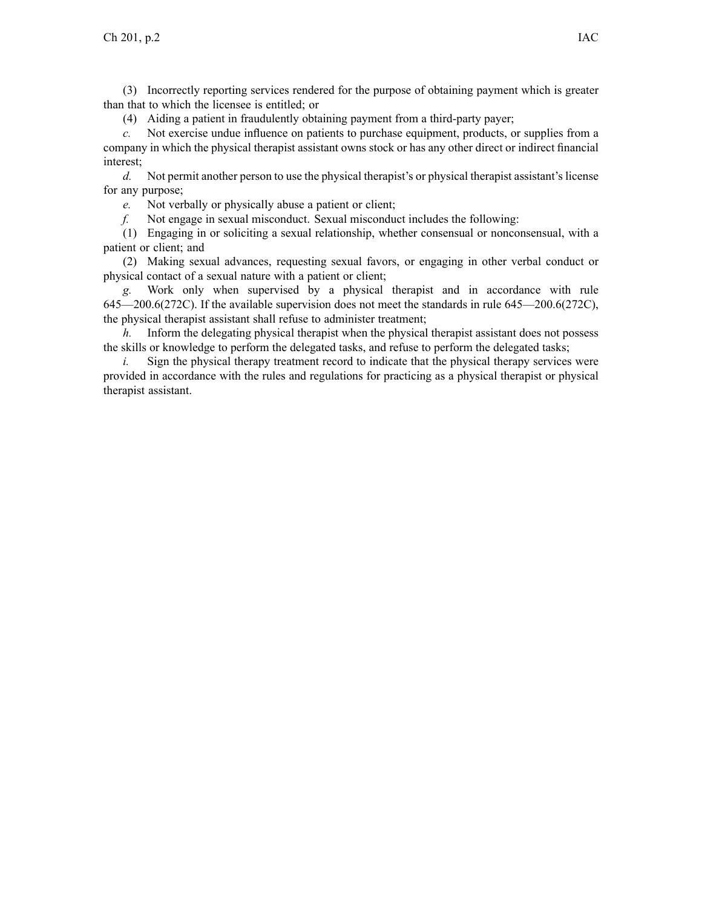(3) Incorrectly reporting services rendered for the purpose of obtaining payment which is greater than that to which the licensee is entitled; or

(4) Aiding a patient in fraudulently obtaining payment from a third-party payer;

*c.* Not exercise undue influence on patients to purchase equipment, products, or supplies from a company in which the physical therapist assistant owns stock or has any other direct or indirect financial interest;

*d.* Not permit another person to use the physical therapist's or physical therapist assistant's license for any purpose;

*e.* Not verbally or physically abuse a patient or client;

*f.* Not engage in sexual misconduct. Sexual misconduct includes the following:

(1) Engaging in or soliciting a sexual relationship, whether consensual or nonconsensual, with a patient or client; and

(2) Making sexual advances, requesting sexual favors, or engaging in other verbal conduct or physical contact of a sexual nature with a patient or client;

*g.* Work only when supervised by a physical therapist and in accordance with rule 645—200.6(272C). If the available supervision does not meet the standards in rule 645—200.6(272C), the physical therapist assistant shall refuse to administer treatment;

*h.* Inform the delegating physical therapist when the physical therapist assistant does not possess the skills or knowledge to perform the delegated tasks, and refuse to perform the delegated tasks;

*i.* Sign the physical therapy treatment record to indicate that the physical therapy services were provided in accordance with the rules and regulations for practicing as a physical therapist or physical therapist assistant.